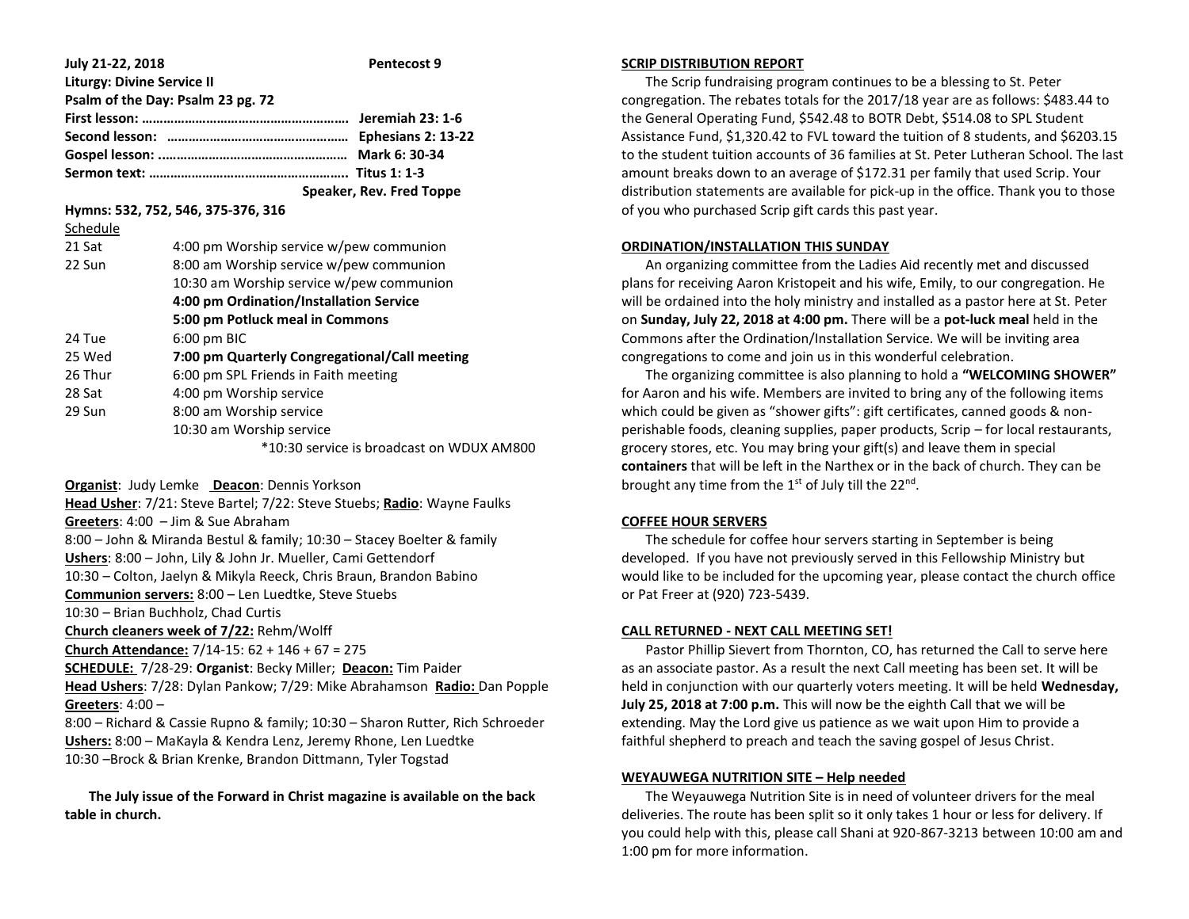**July 21-22, 2018 Pentecost 9**

**Liturgy: Divine Service II**

**Psalm of the Day: Psalm 23 pg. 72**

**First lesson: ………………………………………………… Jeremiah 23: 1-6**

**Second lesson: ………………………………………… Ephesians 2: 13-22**

**Gospel lesson: …………………………………………… Mark 6: 30-34**

**Sermon text: ……………………………………………… Titus 1: 1-3**

**Speaker, Rev. Fred Toppe**

**Hymns: 532, 752, 546, 375-376, 316**

Schedule

| | |
|---|---|
| 21 Sat | 4:00 pm Worship service w/pew communion |
| 22 Sun | 8:00 am Worship service w/pew communion |
| | 10:30 am Worship service w/pew communion |
| | **4:00 pm Ordination/Installation Service** |
| | **5:00 pm Potluck meal in Commons** |
| 24 Tue | 6:00 pm BIC |
| 25 Wed | **7:00 pm Quarterly Congregational/Call meeting** |
| 26 Thur | 6:00 pm SPL Friends in Faith meeting |
| 28 Sat | 4:00 pm Worship service |
| 29 Sun | 8:00 am Worship service |
| | 10:30 am Worship service |

*10:30 service is broadcast on WDUX AM800

**Organist**: Judy Lemke **Deacon**: Dennis Yorkson
**Head Usher**: 7/21: Steve Bartel; 7/22: Steve Stuebs; **Radio**: Wayne Faulks
**Greeters**: 4:00 – Jim & Sue Abraham
8:00 – John & Miranda Bestul & family; 10:30 – Stacey Boelter & family
**Ushers**: 8:00 – John, Lily & John Jr. Mueller, Cami Gettendorf
10:30 – Colton, Jaelyn & Mikyla Reeck, Chris Braun, Brandon Babino
**Communion servers:** 8:00 – Len Luedtke, Steve Stuebs
10:30 – Brian Buchholz, Chad Curtis
**Church cleaners week of 7/22:** Rehm/Wolff
**Church Attendance:** 7/14-15: 62 + 146 + 67 = 275
**SCHEDULE:** 7/28-29: **Organist**: Becky Miller; **Deacon:** Tim Paider
**Head Ushers**: 7/28: Dylan Pankow; 7/29: Mike Abrahamson **Radio:** Dan Popple
**Greeters**: 4:00 –
8:00 – Richard & Cassie Rupno & family; 10:30 – Sharon Rutter, Rich Schroeder
**Ushers:** 8:00 – MaKayla & Kendra Lenz, Jeremy Rhone, Len Luedtke
10:30 –Brock & Brian Krenke, Brandon Dittmann, Tyler Togstad

**The July issue of the Forward in Christ magazine is available on the back table in church.**

## SCRIP DISTRIBUTION REPORT

The Scrip fundraising program continues to be a blessing to St. Peter congregation. The rebates totals for the 2017/18 year are as follows: $483.44 to the General Operating Fund, $542.48 to BOTR Debt, $514.08 to SPL Student Assistance Fund, $1,320.42 to FVL toward the tuition of 8 students, and $6203.15 to the student tuition accounts of 36 families at St. Peter Lutheran School. The last amount breaks down to an average of $172.31 per family that used Scrip. Your distribution statements are available for pick-up in the office. Thank you to those of you who purchased Scrip gift cards this past year.

## ORDINATION/INSTALLATION THIS SUNDAY

An organizing committee from the Ladies Aid recently met and discussed plans for receiving Aaron Kristopeit and his wife, Emily, to our congregation. He will be ordained into the holy ministry and installed as a pastor here at St. Peter on **Sunday, July 22, 2018 at 4:00 pm.** There will be a **pot-luck meal** held in the Commons after the Ordination/Installation Service. We will be inviting area congregations to come and join us in this wonderful celebration.

The organizing committee is also planning to hold a **"WELCOMING SHOWER"** for Aaron and his wife. Members are invited to bring any of the following items which could be given as "shower gifts": gift certificates, canned goods & non-perishable foods, cleaning supplies, paper products, Scrip – for local restaurants, grocery stores, etc. You may bring your gift(s) and leave them in special **containers** that will be left in the Narthex or in the back of church. They can be brought any time from the 1st of July till the 22nd.

## COFFEE HOUR SERVERS

The schedule for coffee hour servers starting in September is being developed. If you have not previously served in this Fellowship Ministry but would like to be included for the upcoming year, please contact the church office or Pat Freer at (920) 723-5439.

## CALL RETURNED - NEXT CALL MEETING SET!

Pastor Phillip Sievert from Thornton, CO, has returned the Call to serve here as an associate pastor. As a result the next Call meeting has been set. It will be held in conjunction with our quarterly voters meeting. It will be held **Wednesday, July 25, 2018 at 7:00 p.m.** This will now be the eighth Call that we will be extending. May the Lord give us patience as we wait upon Him to provide a faithful shepherd to preach and teach the saving gospel of Jesus Christ.

## WEYAUWEGA NUTRITION SITE – Help needed

The Weyauwega Nutrition Site is in need of volunteer drivers for the meal deliveries. The route has been split so it only takes 1 hour or less for delivery. If you could help with this, please call Shani at 920-867-3213 between 10:00 am and 1:00 pm for more information.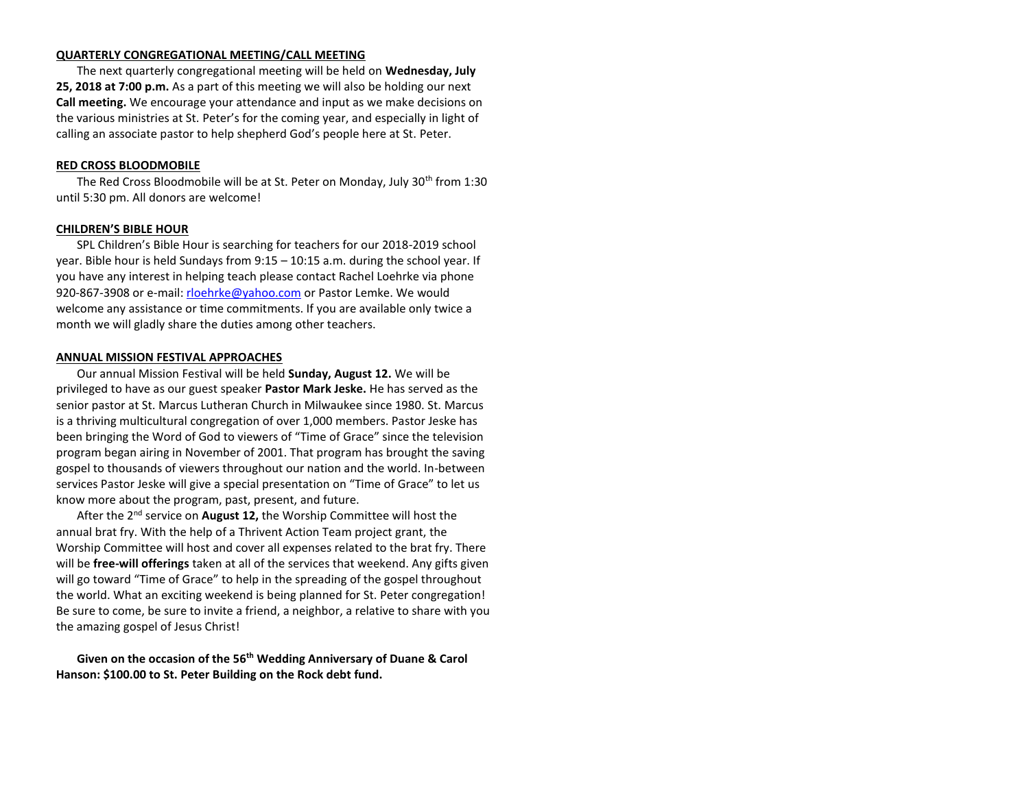**QUARTERLY CONGREGATIONAL MEETING/CALL MEETING**

The next quarterly congregational meeting will be held on **Wednesday, July 25, 2018 at 7:00 p.m.** As a part of this meeting we will also be holding our next **Call meeting.** We encourage your attendance and input as we make decisions on the various ministries at St. Peter's for the coming year, and especially in light of calling an associate pastor to help shepherd God's people here at St. Peter.

**RED CROSS BLOODMOBILE**

The Red Cross Bloodmobile will be at St. Peter on Monday, July 30th from 1:30 until 5:30 pm. All donors are welcome!

**CHILDREN'S BIBLE HOUR**

SPL Children's Bible Hour is searching for teachers for our 2018-2019 school year. Bible hour is held Sundays from 9:15 – 10:15 a.m. during the school year. If you have any interest in helping teach please contact Rachel Loehrke via phone 920-867-3908 or e-mail: rloehrke@yahoo.com or Pastor Lemke. We would welcome any assistance or time commitments. If you are available only twice a month we will gladly share the duties among other teachers.

**ANNUAL MISSION FESTIVAL APPROACHES**

Our annual Mission Festival will be held **Sunday, August 12.** We will be privileged to have as our guest speaker **Pastor Mark Jeske.** He has served as the senior pastor at St. Marcus Lutheran Church in Milwaukee since 1980. St. Marcus is a thriving multicultural congregation of over 1,000 members. Pastor Jeske has been bringing the Word of God to viewers of "Time of Grace" since the television program began airing in November of 2001. That program has brought the saving gospel to thousands of viewers throughout our nation and the world. In-between services Pastor Jeske will give a special presentation on "Time of Grace" to let us know more about the program, past, present, and future.

After the 2nd service on **August 12,** the Worship Committee will host the annual brat fry. With the help of a Thrivent Action Team project grant, the Worship Committee will host and cover all expenses related to the brat fry. There will be **free-will offerings** taken at all of the services that weekend. Any gifts given will go toward "Time of Grace" to help in the spreading of the gospel throughout the world. What an exciting weekend is being planned for St. Peter congregation! Be sure to come, be sure to invite a friend, a neighbor, a relative to share with you the amazing gospel of Jesus Christ!

**Given on the occasion of the 56th Wedding Anniversary of Duane & Carol Hanson: $100.00 to St. Peter Building on the Rock debt fund.**